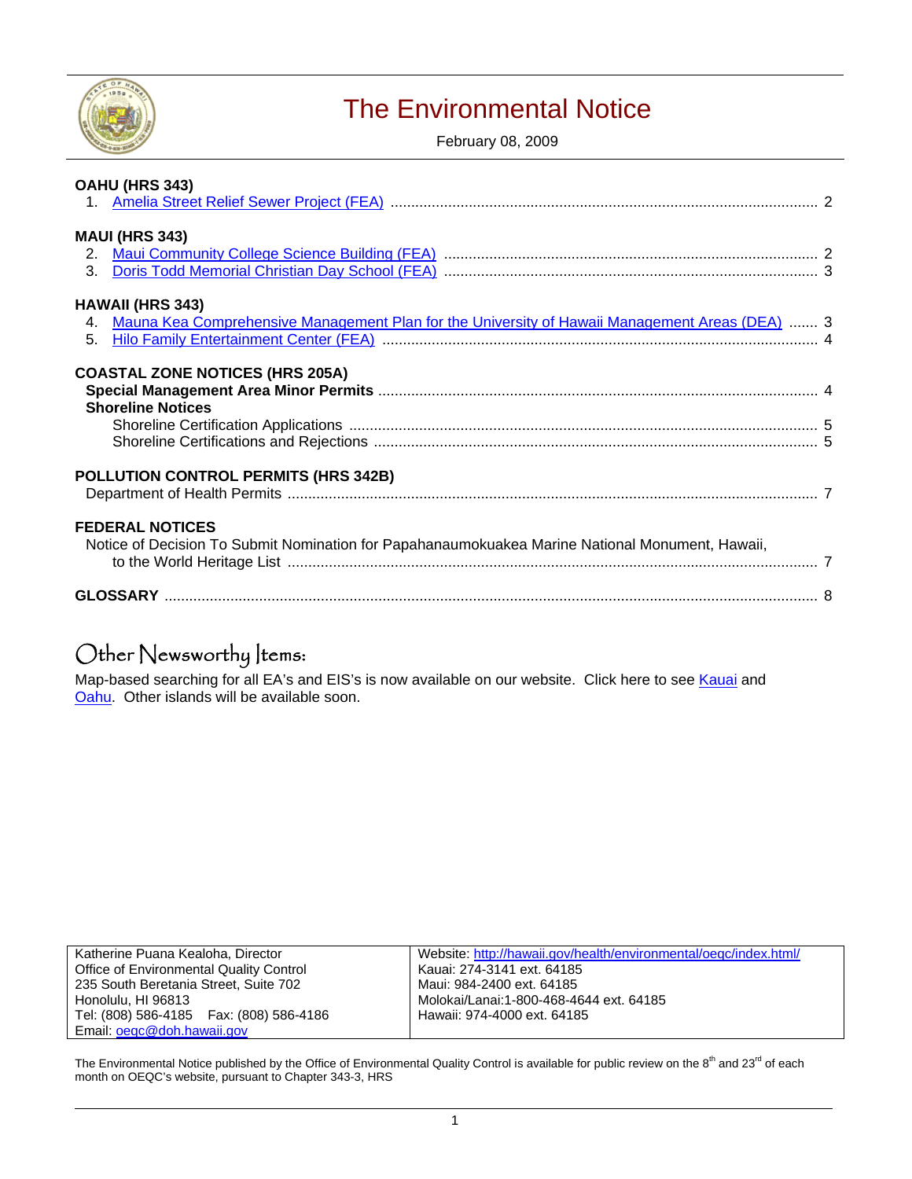# The Environmental Notice

February 08, 2009

**OAHU (HRS 343)**

1. Amelia Street Relief Sewer Project (FEA) ........ 2

**MAUI (HRS 343)**

2. Maui Community College Science Building (FEA) ........ 2
3. Doris Todd Memorial Christian Day School (FEA) ........ 3

**HAWAII (HRS 343)**

4. Mauna Kea Comprehensive Management Plan for the University of Hawaii Management Areas (DEA) ........ 3
5. Hilo Family Entertainment Center (FEA) ........ 4

**COASTAL ZONE NOTICES (HRS 205A)**

**Special Management Area Minor Permits** ........ 4

**Shoreline Notices**

Shoreline Certification Applications ........ 5

Shoreline Certifications and Rejections ........ 5

**POLLUTION CONTROL PERMITS (HRS 342B)**

Department of Health Permits ........ 7

**FEDERAL NOTICES**

Notice of Decision To Submit Nomination for Papahanaumokuakea Marine National Monument, Hawaii, to the World Heritage List ........ 7

**GLOSSARY** ........ 8

## Other Newsworthy Items:

Map-based searching for all EA's and EIS's is now available on our website. Click here to see Kauai and Oahu. Other islands will be available soon.

| | |
|---|---|
| Katherine Puana Kealoha, Director<br>Office of Environmental Quality Control<br>235 South Beretania Street, Suite 702<br>Honolulu, HI 96813<br>Tel: (808) 586-4185 Fax: (808) 586-4186<br>Email: oeqc@doh.hawaii.gov | Website: http://hawaii.gov/health/environmental/oeqc/index.html/<br>Kauai: 274-3141 ext. 64185<br>Maui: 984-2400 ext. 64185<br>Molokai/Lanai:1-800-468-4644 ext. 64185<br>Hawaii: 974-4000 ext. 64185 |

The Environmental Notice published by the Office of Environmental Quality Control is available for public review on the 8th and 23rd of each month on OEQC's website, pursuant to Chapter 343-3, HRS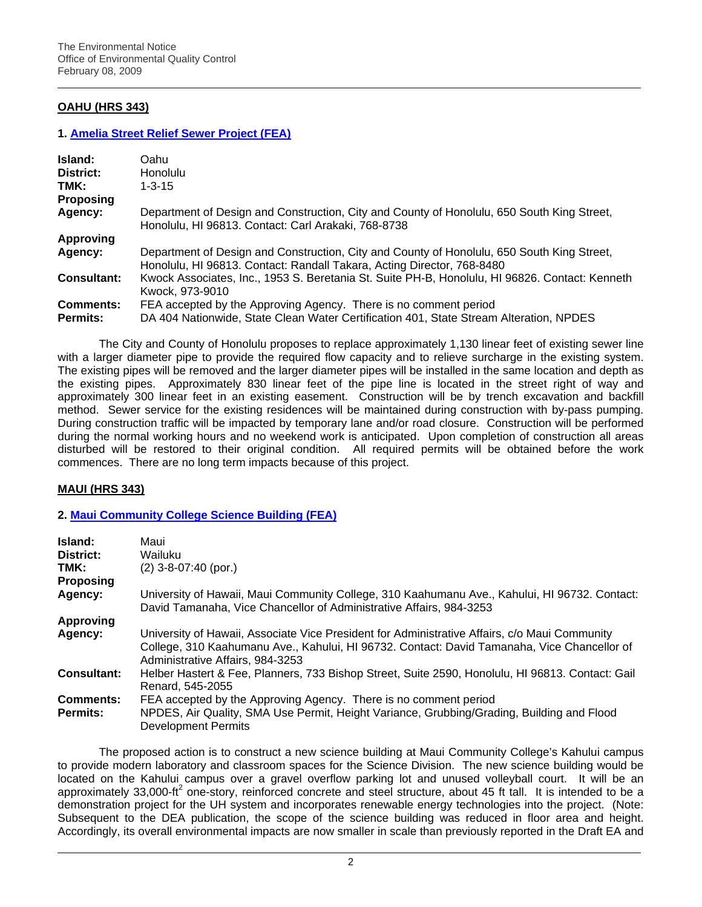## OAHU (HRS 343)

### 1. Amelia Street Relief Sewer Project (FEA)

| | |
|---|---|
| **Island:** | Oahu |
| **District:** | Honolulu |
| **TMK:** | 1-3-15 |
| **Proposing Agency:** | Department of Design and Construction, City and County of Honolulu, 650 South King Street, Honolulu, HI 96813. Contact: Carl Arakaki, 768-8738 |
| **Approving Agency:** | Department of Design and Construction, City and County of Honolulu, 650 South King Street, Honolulu, HI 96813. Contact: Randall Takara, Acting Director, 768-8480 |
| **Consultant:** | Kwock Associates, Inc., 1953 S. Beretania St. Suite PH-B, Honolulu, HI 96826. Contact: Kenneth Kwock, 973-9010 |
| **Comments:** | FEA accepted by the Approving Agency. There is no comment period |
| **Permits:** | DA 404 Nationwide, State Clean Water Certification 401, State Stream Alteration, NPDES |

The City and County of Honolulu proposes to replace approximately 1,130 linear feet of existing sewer line with a larger diameter pipe to provide the required flow capacity and to relieve surcharge in the existing system. The existing pipes will be removed and the larger diameter pipes will be installed in the same location and depth as the existing pipes. Approximately 830 linear feet of the pipe line is located in the street right of way and approximately 300 linear feet in an existing easement. Construction will be by trench excavation and backfill method. Sewer service for the existing residences will be maintained during construction with by-pass pumping. During construction traffic will be impacted by temporary lane and/or road closure. Construction will be performed during the normal working hours and no weekend work is anticipated. Upon completion of construction all areas disturbed will be restored to their original condition. All required permits will be obtained before the work commences. There are no long term impacts because of this project.

## MAUI (HRS 343)

### 2. Maui Community College Science Building (FEA)

| | |
|---|---|
| **Island:** | Maui |
| **District:** | Wailuku |
| **TMK:** | (2) 3-8-07:40 (por.) |
| **Proposing Agency:** | University of Hawaii, Maui Community College, 310 Kaahumanu Ave., Kahului, HI 96732. Contact: David Tamanaha, Vice Chancellor of Administrative Affairs, 984-3253 |
| **Approving Agency:** | University of Hawaii, Associate Vice President for Administrative Affairs, c/o Maui Community College, 310 Kaahumanu Ave., Kahului, HI 96732. Contact: David Tamanaha, Vice Chancellor of Administrative Affairs, 984-3253 |
| **Consultant:** | Helber Hastert & Fee, Planners, 733 Bishop Street, Suite 2590, Honolulu, HI 96813. Contact: Gail Renard, 545-2055 |
| **Comments:** | FEA accepted by the Approving Agency. There is no comment period |
| **Permits:** | NPDES, Air Quality, SMA Use Permit, Height Variance, Grubbing/Grading, Building and Flood Development Permits |

The proposed action is to construct a new science building at Maui Community College's Kahului campus to provide modern laboratory and classroom spaces for the Science Division. The new science building would be located on the Kahului campus over a gravel overflow parking lot and unused volleyball court. It will be an approximately 33,000-$ft^2$ one-story, reinforced concrete and steel structure, about 45 ft tall. It is intended to be a demonstration project for the UH system and incorporates renewable energy technologies into the project. (Note: Subsequent to the DEA publication, the scope of the science building was reduced in floor area and height. Accordingly, its overall environmental impacts are now smaller in scale than previously reported in the Draft EA and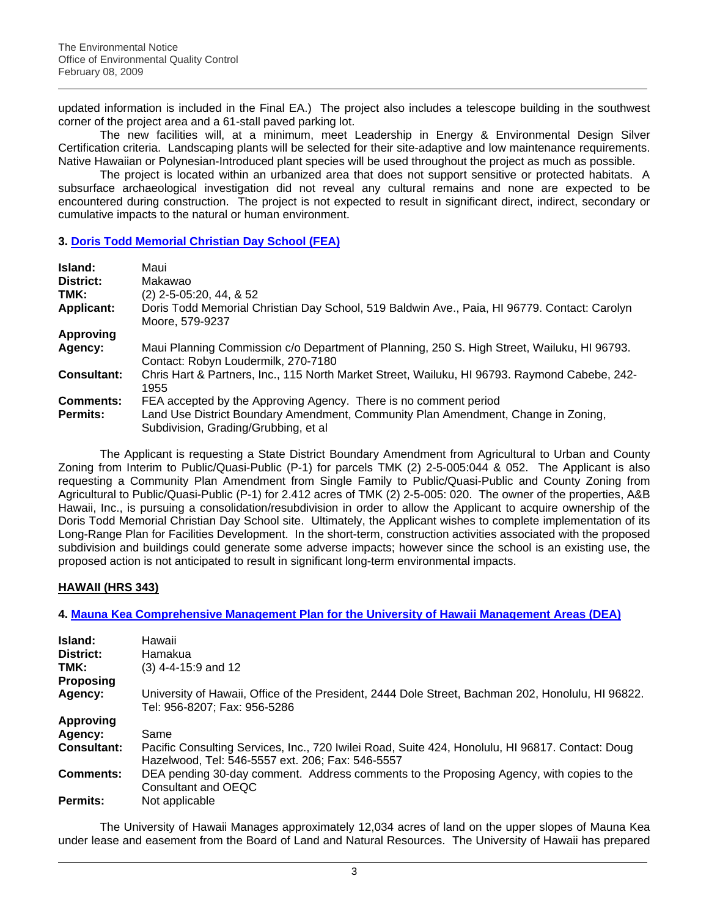updated information is included in the Final EA.) The project also includes a telescope building in the southwest corner of the project area and a 61-stall paved parking lot.

The new facilities will, at a minimum, meet Leadership in Energy & Environmental Design Silver Certification criteria. Landscaping plants will be selected for their site-adaptive and low maintenance requirements. Native Hawaiian or Polynesian-Introduced plant species will be used throughout the project as much as possible.

The project is located within an urbanized area that does not support sensitive or protected habitats. A subsurface archaeological investigation did not reveal any cultural remains and none are expected to be encountered during construction. The project is not expected to result in significant direct, indirect, secondary or cumulative impacts to the natural or human environment.

### 3. Doris Todd Memorial Christian Day School (FEA)

| | |
|---|---|
| **Island:** | Maui |
| **District:** | Makawao |
| **TMK:** | (2) 2-5-05:20, 44, & 52 |
| **Applicant:** | Doris Todd Memorial Christian Day School, 519 Baldwin Ave., Paia, HI 96779. Contact: Carolyn Moore, 579-9237 |
| **Approving Agency:** | Maui Planning Commission c/o Department of Planning, 250 S. High Street, Wailuku, HI 96793. Contact: Robyn Loudermilk, 270-7180 |
| **Consultant:** | Chris Hart & Partners, Inc., 115 North Market Street, Wailuku, HI 96793. Raymond Cabebe, 242-1955 |
| **Comments:** | FEA accepted by the Approving Agency. There is no comment period |
| **Permits:** | Land Use District Boundary Amendment, Community Plan Amendment, Change in Zoning, Subdivision, Grading/Grubbing, et al |

The Applicant is requesting a State District Boundary Amendment from Agricultural to Urban and County Zoning from Interim to Public/Quasi-Public (P-1) for parcels TMK (2) 2-5-005:044 & 052. The Applicant is also requesting a Community Plan Amendment from Single Family to Public/Quasi-Public and County Zoning from Agricultural to Public/Quasi-Public (P-1) for 2.412 acres of TMK (2) 2-5-005: 020. The owner of the properties, A&B Hawaii, Inc., is pursuing a consolidation/resubdivision in order to allow the Applicant to acquire ownership of the Doris Todd Memorial Christian Day School site. Ultimately, the Applicant wishes to complete implementation of its Long-Range Plan for Facilities Development. In the short-term, construction activities associated with the proposed subdivision and buildings could generate some adverse impacts; however since the school is an existing use, the proposed action is not anticipated to result in significant long-term environmental impacts.

## HAWAII (HRS 343)

### 4. Mauna Kea Comprehensive Management Plan for the University of Hawaii Management Areas (DEA)

| | |
|---|---|
| **Island:** | Hawaii |
| **District:** | Hamakua |
| **TMK:** | (3) 4-4-15:9 and 12 |
| **Proposing Agency:** | University of Hawaii, Office of the President, 2444 Dole Street, Bachman 202, Honolulu, HI 96822. Tel: 956-8207; Fax: 956-5286 |
| **Approving Agency:** | Same |
| **Consultant:** | Pacific Consulting Services, Inc., 720 Iwilei Road, Suite 424, Honolulu, HI 96817. Contact: Doug Hazelwood, Tel: 546-5557 ext. 206; Fax: 546-5557 |
| **Comments:** | DEA pending 30-day comment. Address comments to the Proposing Agency, with copies to the Consultant and OEQC |
| **Permits:** | Not applicable |

The University of Hawaii Manages approximately 12,034 acres of land on the upper slopes of Mauna Kea under lease and easement from the Board of Land and Natural Resources. The University of Hawaii has prepared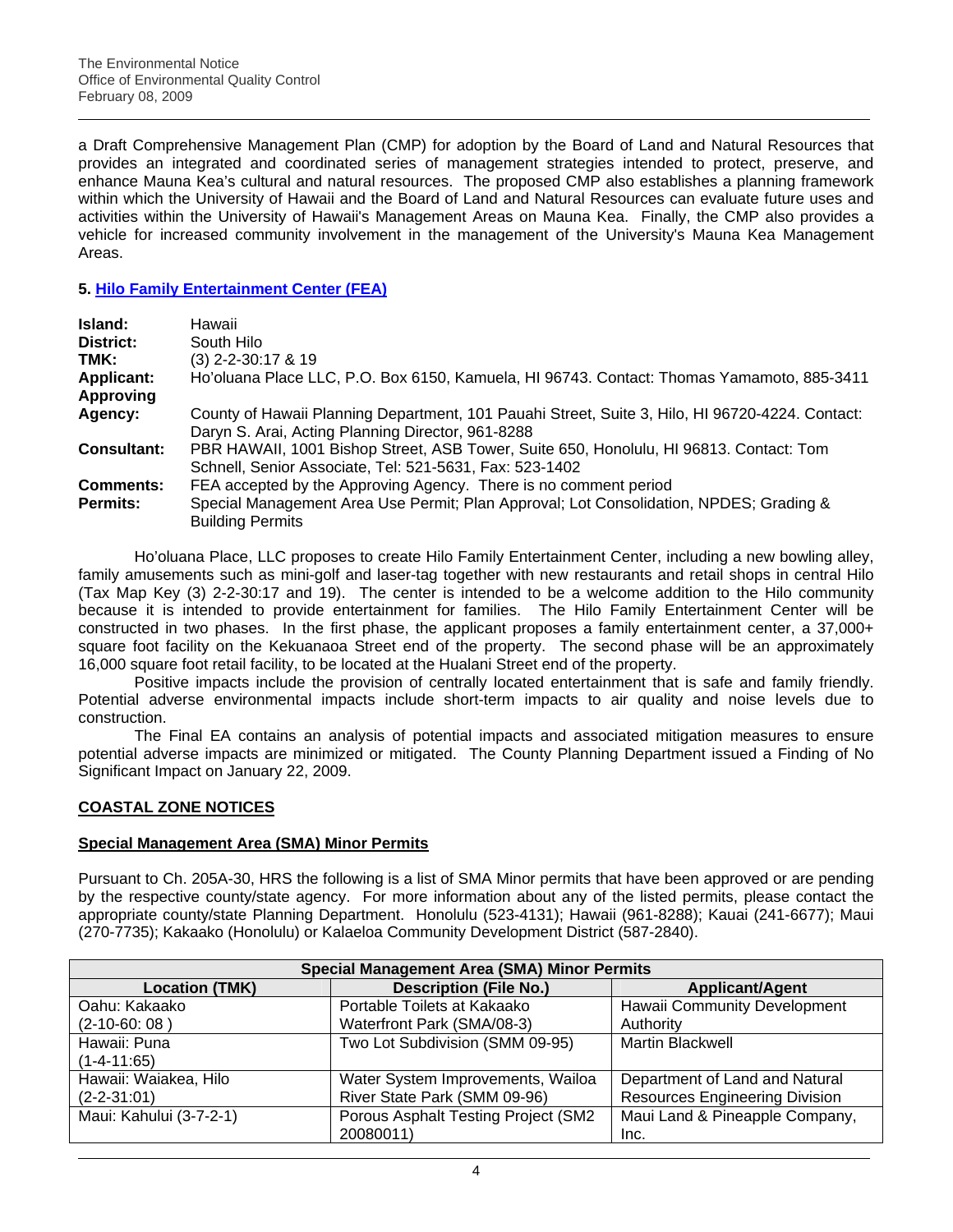a Draft Comprehensive Management Plan (CMP) for adoption by the Board of Land and Natural Resources that provides an integrated and coordinated series of management strategies intended to protect, preserve, and enhance Mauna Kea's cultural and natural resources. The proposed CMP also establishes a planning framework within which the University of Hawaii and the Board of Land and Natural Resources can evaluate future uses and activities within the University of Hawaii's Management Areas on Mauna Kea. Finally, the CMP also provides a vehicle for increased community involvement in the management of the University's Mauna Kea Management Areas.

### 5. Hilo Family Entertainment Center (FEA)

| | |
|---|---|
| **Island:** | Hawaii |
| **District:** | South Hilo |
| **TMK:** | (3) 2-2-30:17 & 19 |
| **Applicant:** | Ho'oluana Place LLC, P.O. Box 6150, Kamuela, HI 96743. Contact: Thomas Yamamoto, 885-3411 |
| **Approving Agency:** | County of Hawaii Planning Department, 101 Pauahi Street, Suite 3, Hilo, HI 96720-4224. Contact: Daryn S. Arai, Acting Planning Director, 961-8288 |
| **Consultant:** | PBR HAWAII, 1001 Bishop Street, ASB Tower, Suite 650, Honolulu, HI 96813. Contact: Tom Schnell, Senior Associate, Tel: 521-5631, Fax: 523-1402 |
| **Comments:** | FEA accepted by the Approving Agency. There is no comment period |
| **Permits:** | Special Management Area Use Permit; Plan Approval; Lot Consolidation, NPDES; Grading & Building Permits |

Ho'oluana Place, LLC proposes to create Hilo Family Entertainment Center, including a new bowling alley, family amusements such as mini-golf and laser-tag together with new restaurants and retail shops in central Hilo (Tax Map Key (3) 2-2-30:17 and 19). The center is intended to be a welcome addition to the Hilo community because it is intended to provide entertainment for families. The Hilo Family Entertainment Center will be constructed in two phases. In the first phase, the applicant proposes a family entertainment center, a 37,000+ square foot facility on the Kekuanaoa Street end of the property. The second phase will be an approximately 16,000 square foot retail facility, to be located at the Hualani Street end of the property.

Positive impacts include the provision of centrally located entertainment that is safe and family friendly. Potential adverse environmental impacts include short-term impacts to air quality and noise levels due to construction.

The Final EA contains an analysis of potential impacts and associated mitigation measures to ensure potential adverse impacts are minimized or mitigated. The County Planning Department issued a Finding of No Significant Impact on January 22, 2009.

## COASTAL ZONE NOTICES

### Special Management Area (SMA) Minor Permits

Pursuant to Ch. 205A-30, HRS the following is a list of SMA Minor permits that have been approved or are pending by the respective county/state agency. For more information about any of the listed permits, please contact the appropriate county/state Planning Department. Honolulu (523-4131); Hawaii (961-8288); Kauai (241-6677); Maui (270-7735); Kakaako (Honolulu) or Kalaeloa Community Development District (587-2840).

| Special Management Area (SMA) Minor Permits | | |
|---|---|---|
| **Location (TMK)** | **Description (File No.)** | **Applicant/Agent** |
| Oahu: Kakaako (2-10-60: 08 ) | Portable Toilets at Kakaako Waterfront Park (SMA/08-3) | Hawaii Community Development Authority |
| Hawaii: Puna (1-4-11:65) | Two Lot Subdivision (SMM 09-95) | Martin Blackwell |
| Hawaii: Waiakea, Hilo (2-2-31:01) | Water System Improvements, Wailoa River State Park (SMM 09-96) | Department of Land and Natural Resources Engineering Division |
| Maui: Kahului (3-7-2-1) | Porous Asphalt Testing Project (SM2 20080011) | Maui Land & Pineapple Company, Inc. |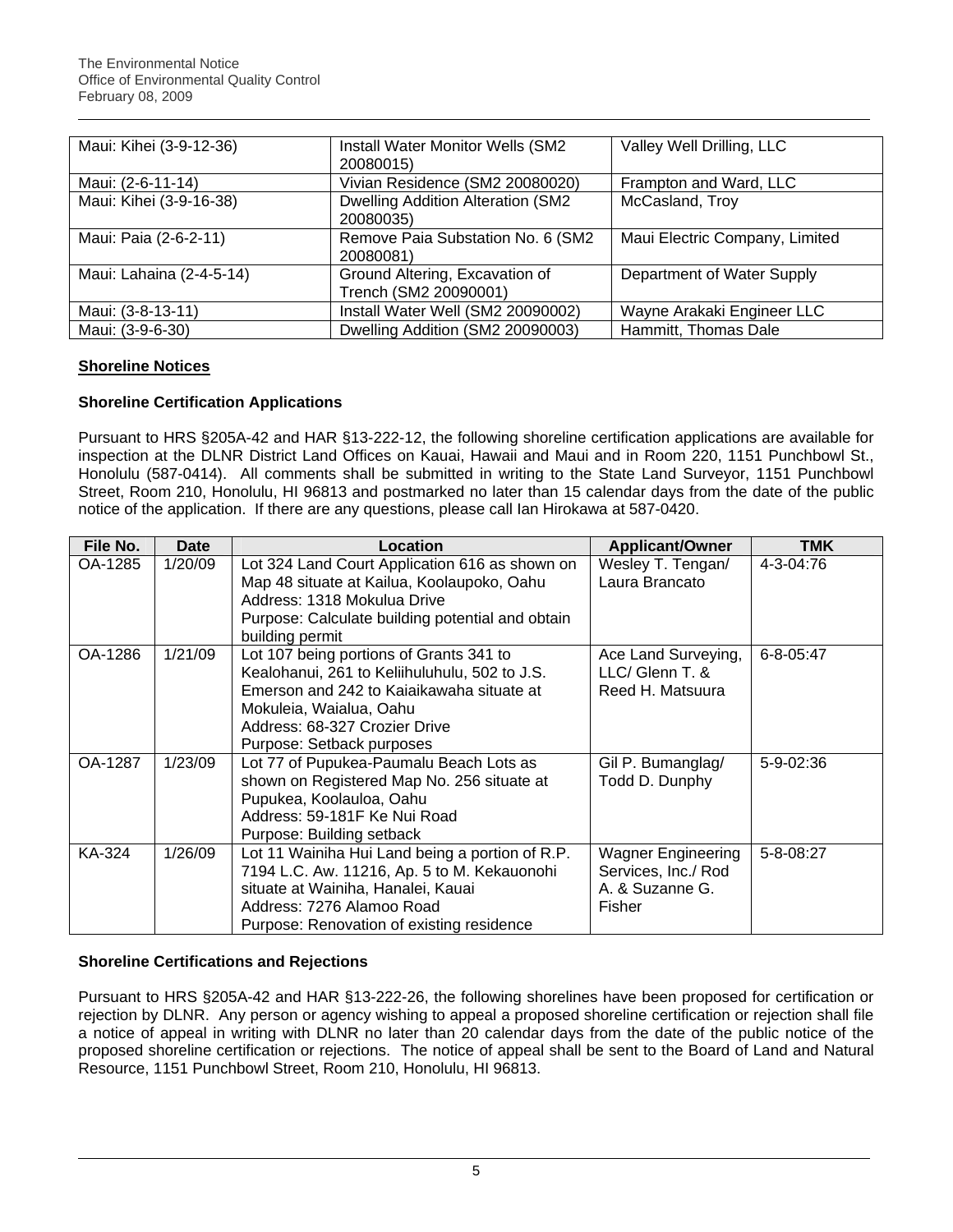| Maui: Kihei (3-9-12-36) | Install Water Monitor Wells (SM2 20080015) | Valley Well Drilling, LLC |
|---|---|---|
| Maui: (2-6-11-14) | Vivian Residence (SM2 20080020) | Frampton and Ward, LLC |
| Maui: Kihei (3-9-16-38) | Dwelling Addition Alteration (SM2 20080035) | McCasland, Troy |
| Maui: Paia (2-6-2-11) | Remove Paia Substation No. 6 (SM2 20080081) | Maui Electric Company, Limited |
| Maui: Lahaina (2-4-5-14) | Ground Altering, Excavation of Trench (SM2 20090001) | Department of Water Supply |
| Maui: (3-8-13-11) | Install Water Well (SM2 20090002) | Wayne Arakaki Engineer LLC |
| Maui: (3-9-6-30) | Dwelling Addition (SM2 20090003) | Hammitt, Thomas Dale |

## Shoreline Notices

### Shoreline Certification Applications

Pursuant to HRS §205A-42 and HAR §13-222-12, the following shoreline certification applications are available for inspection at the DLNR District Land Offices on Kauai, Hawaii and Maui and in Room 220, 1151 Punchbowl St., Honolulu (587-0414). All comments shall be submitted in writing to the State Land Surveyor, 1151 Punchbowl Street, Room 210, Honolulu, HI 96813 and postmarked no later than 15 calendar days from the date of the public notice of the application. If there are any questions, please call Ian Hirokawa at 587-0420.

| File No. | Date | Location | Applicant/Owner | TMK |
|---|---|---|---|---|
| OA-1285 | 1/20/09 | Lot 324 Land Court Application 616 as shown on Map 48 situate at Kailua, Koolaupoko, Oahu<br>Address: 1318 Mokulua Drive<br>Purpose: Calculate building potential and obtain building permit | Wesley T. Tengan/ Laura Brancato | 4-3-04:76 |
| OA-1286 | 1/21/09 | Lot 107 being portions of Grants 341 to Kealohanui, 261 to Keliihuluhulu, 502 to J.S. Emerson and 242 to Kaiaikawaha situate at Mokuleia, Waialua, Oahu<br>Address: 68-327 Crozier Drive<br>Purpose: Setback purposes | Ace Land Surveying, LLC/ Glenn T. & Reed H. Matsuura | 6-8-05:47 |
| OA-1287 | 1/23/09 | Lot 77 of Pupukea-Paumalu Beach Lots as shown on Registered Map No. 256 situate at Pupukea, Koolauloa, Oahu<br>Address: 59-181F Ke Nui Road<br>Purpose: Building setback | Gil P. Bumanglag/ Todd D. Dunphy | 5-9-02:36 |
| KA-324 | 1/26/09 | Lot 11 Wainiha Hui Land being a portion of R.P. 7194 L.C. Aw. 11216, Ap. 5 to M. Kekauonohi situate at Wainiha, Hanalei, Kauai<br>Address: 7276 Alamoo Road<br>Purpose: Renovation of existing residence | Wagner Engineering Services, Inc./ Rod A. & Suzanne G. Fisher | 5-8-08:27 |

### Shoreline Certifications and Rejections

Pursuant to HRS §205A-42 and HAR §13-222-26, the following shorelines have been proposed for certification or rejection by DLNR. Any person or agency wishing to appeal a proposed shoreline certification or rejection shall file a notice of appeal in writing with DLNR no later than 20 calendar days from the date of the public notice of the proposed shoreline certification or rejections. The notice of appeal shall be sent to the Board of Land and Natural Resource, 1151 Punchbowl Street, Room 210, Honolulu, HI 96813.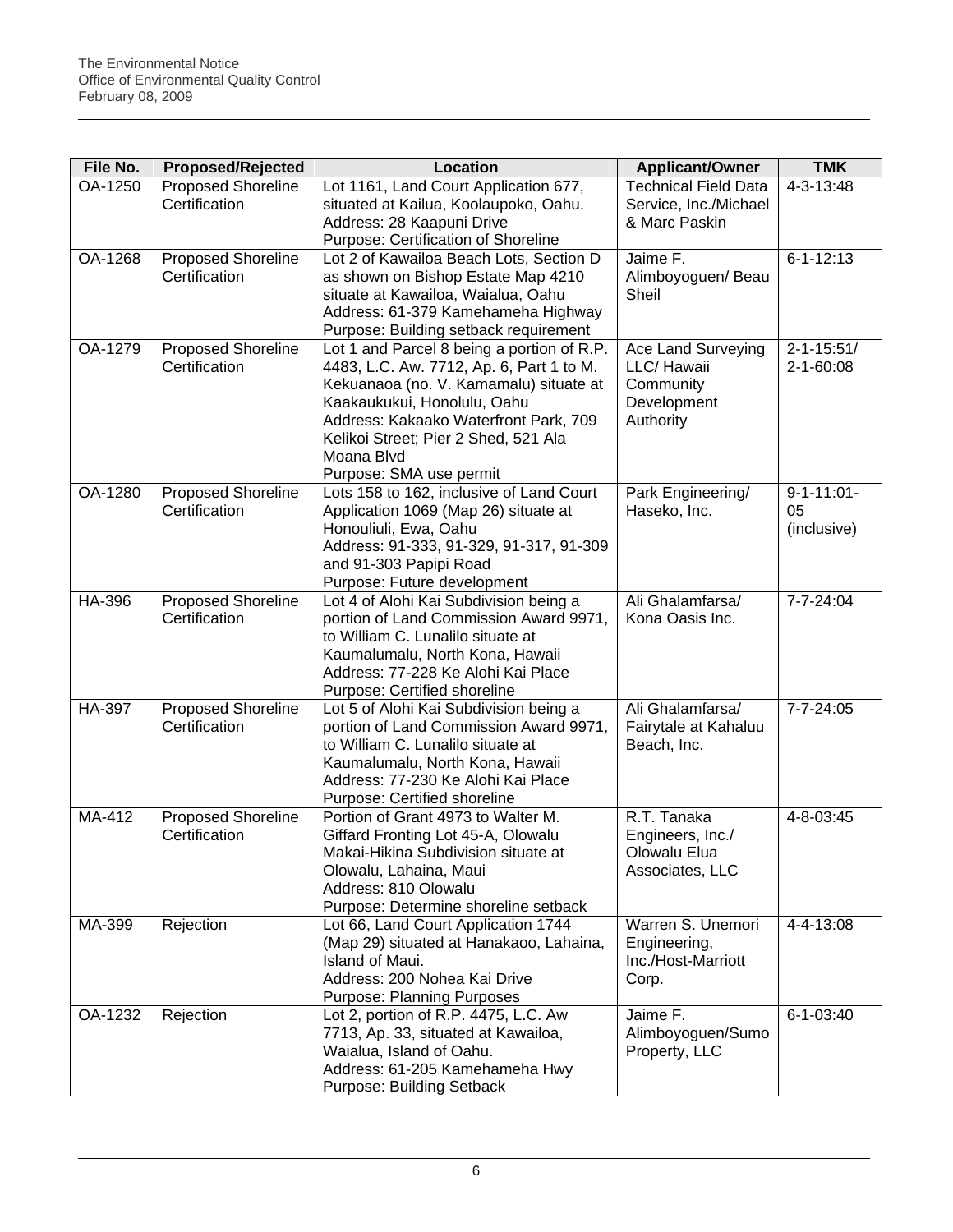| File No. | Proposed/Rejected | Location | Applicant/Owner | TMK |
|---|---|---|---|---|
| OA-1250 | Proposed Shoreline Certification | Lot 1161, Land Court Application 677, situated at Kailua, Koolaupoko, Oahu. Address: 28 Kaapuni Drive Purpose: Certification of Shoreline | Technical Field Data Service, Inc./Michael & Marc Paskin | 4-3-13:48 |
| OA-1268 | Proposed Shoreline Certification | Lot 2 of Kawailoa Beach Lots, Section D as shown on Bishop Estate Map 4210 situate at Kawailoa, Waialua, Oahu Address: 61-379 Kamehameha Highway Purpose: Building setback requirement | Jaime F. Alimboyoguen/ Beau Sheil | 6-1-12:13 |
| OA-1279 | Proposed Shoreline Certification | Lot 1 and Parcel 8 being a portion of R.P. 4483, L.C. Aw. 7712, Ap. 6, Part 1 to M. Kekuanaoa (no. V. Kamamalu) situate at Kaakaukukui, Honolulu, Oahu Address: Kakaako Waterfront Park, 709 Kelikoi Street; Pier 2 Shed, 521 Ala Moana Blvd Purpose: SMA use permit | Ace Land Surveying LLC/ Hawaii Community Development Authority | 2-1-15:51/ 2-1-60:08 |
| OA-1280 | Proposed Shoreline Certification | Lots 158 to 162, inclusive of Land Court Application 1069 (Map 26) situate at Honouliuli, Ewa, Oahu Address: 91-333, 91-329, 91-317, 91-309 and 91-303 Papipi Road Purpose: Future development | Park Engineering/ Haseko, Inc. | 9-1-11:01-05 (inclusive) |
| HA-396 | Proposed Shoreline Certification | Lot 4 of Alohi Kai Subdivision being a portion of Land Commission Award 9971, to William C. Lunalilo situate at Kaumalumalu, North Kona, Hawaii Address: 77-228 Ke Alohi Kai Place Purpose: Certified shoreline | Ali Ghalamfarsa/ Kona Oasis Inc. | 7-7-24:04 |
| HA-397 | Proposed Shoreline Certification | Lot 5 of Alohi Kai Subdivision being a portion of Land Commission Award 9971, to William C. Lunalilo situate at Kaumalumalu, North Kona, Hawaii Address: 77-230 Ke Alohi Kai Place Purpose: Certified shoreline | Ali Ghalamfarsa/ Fairytale at Kahaluu Beach, Inc. | 7-7-24:05 |
| MA-412 | Proposed Shoreline Certification | Portion of Grant 4973 to Walter M. Giffard Fronting Lot 45-A, Olowalu Makai-Hikina Subdivision situate at Olowalu, Lahaina, Maui Address: 810 Olowalu Purpose: Determine shoreline setback | R.T. Tanaka Engineers, Inc./ Olowalu Elua Associates, LLC | 4-8-03:45 |
| MA-399 | Rejection | Lot 66, Land Court Application 1744 (Map 29) situated at Hanakaoo, Lahaina, Island of Maui. Address: 200 Nohea Kai Drive Purpose: Planning Purposes | Warren S. Unemori Engineering, Inc./Host-Marriott Corp. | 4-4-13:08 |
| OA-1232 | Rejection | Lot 2, portion of R.P. 4475, L.C. Aw 7713, Ap. 33, situated at Kawailoa, Waialua, Island of Oahu. Address: 61-205 Kamehameha Hwy Purpose: Building Setback | Jaime F. Alimboyoguen/Sumo Property, LLC | 6-1-03:40 |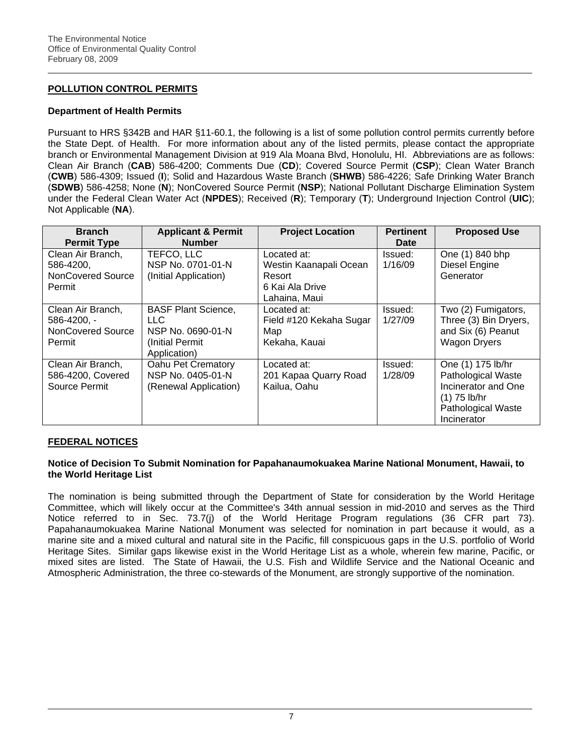## POLLUTION CONTROL PERMITS

### Department of Health Permits

Pursuant to HRS §342B and HAR §11-60.1, the following is a list of some pollution control permits currently before the State Dept. of Health. For more information about any of the listed permits, please contact the appropriate branch or Environmental Management Division at 919 Ala Moana Blvd, Honolulu, HI. Abbreviations are as follows: Clean Air Branch (**CAB**) 586-4200; Comments Due (**CD**); Covered Source Permit (**CSP**); Clean Water Branch (**CWB**) 586-4309; Issued (**I**); Solid and Hazardous Waste Branch (**SHWB**) 586-4226; Safe Drinking Water Branch (**SDWB**) 586-4258; None (**N**); NonCovered Source Permit (**NSP**); National Pollutant Discharge Elimination System under the Federal Clean Water Act (**NPDES**); Received (**R**); Temporary (**T**); Underground Injection Control (**UIC**); Not Applicable (**NA**).

| Branch Permit Type | Applicant & Permit Number | Project Location | Pertinent Date | Proposed Use |
|---|---|---|---|---|
| Clean Air Branch, 586-4200, NonCovered Source Permit | TEFCO, LLC NSP No. 0701-01-N (Initial Application) | Located at: Westin Kaanapali Ocean Resort 6 Kai Ala Drive Lahaina, Maui | Issued: 1/16/09 | One (1) 840 bhp Diesel Engine Generator |
| Clean Air Branch, 586-4200, - NonCovered Source Permit | BASF Plant Science, LLC NSP No. 0690-01-N (Initial Permit Application) | Located at: Field #120 Kekaha Sugar Map Kekaha, Kauai | Issued: 1/27/09 | Two (2) Fumigators, Three (3) Bin Dryers, and Six (6) Peanut Wagon Dryers |
| Clean Air Branch, 586-4200, Covered Source Permit | Oahu Pet Crematory NSP No. 0405-01-N (Renewal Application) | Located at: 201 Kapaa Quarry Road Kailua, Oahu | Issued: 1/28/09 | One (1) 175 lb/hr Pathological Waste Incinerator and One (1) 75 lb/hr Pathological Waste Incinerator |

## FEDERAL NOTICES

### Notice of Decision To Submit Nomination for Papahanaumokuakea Marine National Monument, Hawaii, to the World Heritage List

The nomination is being submitted through the Department of State for consideration by the World Heritage Committee, which will likely occur at the Committee's 34th annual session in mid-2010 and serves as the Third Notice referred to in Sec. 73.7(j) of the World Heritage Program regulations (36 CFR part 73). Papahanaumokuakea Marine National Monument was selected for nomination in part because it would, as a marine site and a mixed cultural and natural site in the Pacific, fill conspicuous gaps in the U.S. portfolio of World Heritage Sites. Similar gaps likewise exist in the World Heritage List as a whole, wherein few marine, Pacific, or mixed sites are listed. The State of Hawaii, the U.S. Fish and Wildlife Service and the National Oceanic and Atmospheric Administration, the three co-stewards of the Monument, are strongly supportive of the nomination.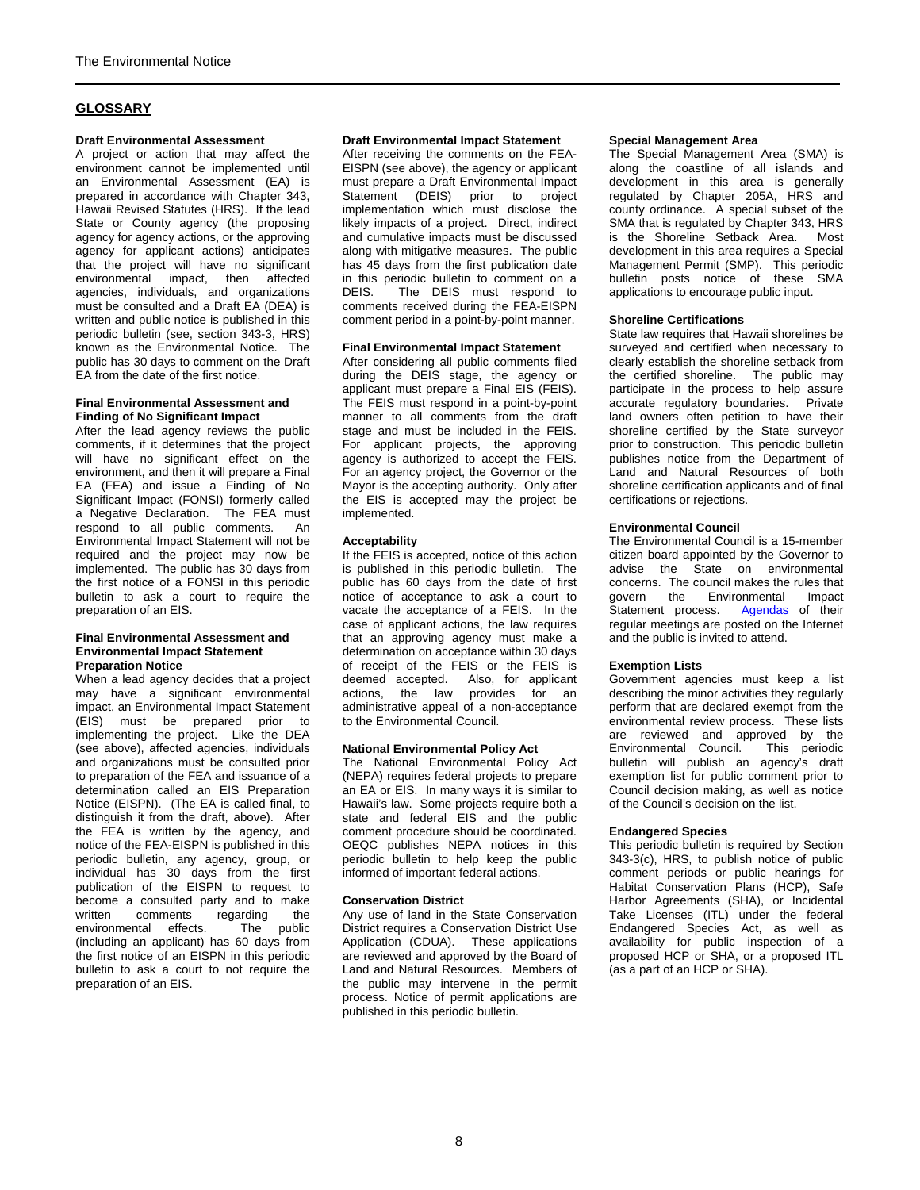## GLOSSARY

### Draft Environmental Assessment

A project or action that may affect the environment cannot be implemented until an Environmental Assessment (EA) is prepared in accordance with Chapter 343, Hawaii Revised Statutes (HRS). If the lead State or County agency (the proposing agency for agency actions, or the approving agency for applicant actions) anticipates that the project will have no significant environmental impact, then affected agencies, individuals, and organizations must be consulted and a Draft EA (DEA) is written and public notice is published in this periodic bulletin (see, section 343-3, HRS) known as the Environmental Notice. The public has 30 days to comment on the Draft EA from the date of the first notice.

### Final Environmental Assessment and Finding of No Significant Impact

After the lead agency reviews the public comments, if it determines that the project will have no significant effect on the environment, and then it will prepare a Final EA (FEA) and issue a Finding of No Significant Impact (FONSI) formerly called a Negative Declaration. The FEA must respond to all public comments. An Environmental Impact Statement will not be required and the project may now be implemented. The public has 30 days from the first notice of a FONSI in this periodic bulletin to ask a court to require the preparation of an EIS.

### Final Environmental Assessment and Environmental Impact Statement Preparation Notice

When a lead agency decides that a project may have a significant environmental impact, an Environmental Impact Statement (EIS) must be prepared prior to implementing the project. Like the DEA (see above), affected agencies, individuals and organizations must be consulted prior to preparation of the FEA and issuance of a determination called an EIS Preparation Notice (EISPN). (The EA is called final, to distinguish it from the draft, above). After the FEA is written by the agency, and notice of the FEA-EISPN is published in this periodic bulletin, any agency, group, or individual has 30 days from the first publication of the EISPN to request to become a consulted party and to make written comments regarding the environmental effects. The public (including an applicant) has 60 days from the first notice of an EISPN in this periodic bulletin to ask a court to not require the preparation of an EIS.

### Draft Environmental Impact Statement

After receiving the comments on the FEA-EISPN (see above), the agency or applicant must prepare a Draft Environmental Impact Statement (DEIS) prior to project implementation which must disclose the likely impacts of a project. Direct, indirect and cumulative impacts must be discussed along with mitigative measures. The public has 45 days from the first publication date in this periodic bulletin to comment on a DEIS. The DEIS must respond to comments received during the FEA-EISPN comment period in a point-by-point manner.

### Final Environmental Impact Statement

After considering all public comments filed during the DEIS stage, the agency or applicant must prepare a Final EIS (FEIS). The FEIS must respond in a point-by-point manner to all comments from the draft stage and must be included in the FEIS. For applicant projects, the approving agency is authorized to accept the FEIS. For an agency project, the Governor or the Mayor is the accepting authority. Only after the EIS is accepted may the project be implemented.

### Acceptability

If the FEIS is accepted, notice of this action is published in this periodic bulletin. The public has 60 days from the date of first notice of acceptance to ask a court to vacate the acceptance of a FEIS. In the case of applicant actions, the law requires that an approving agency must make a determination on acceptance within 30 days of receipt of the FEIS or the FEIS is deemed accepted. Also, for applicant actions, the law provides for an administrative appeal of a non-acceptance to the Environmental Council.

### National Environmental Policy Act

The National Environmental Policy Act (NEPA) requires federal projects to prepare an EA or EIS. In many ways it is similar to Hawaii's law. Some projects require both a state and federal EIS and the public comment procedure should be coordinated. OEQC publishes NEPA notices in this periodic bulletin to help keep the public informed of important federal actions.

### Conservation District

Any use of land in the State Conservation District requires a Conservation District Use Application (CDUA). These applications are reviewed and approved by the Board of Land and Natural Resources. Members of the public may intervene in the permit process. Notice of permit applications are published in this periodic bulletin.

### Special Management Area

The Special Management Area (SMA) is along the coastline of all islands and development in this area is generally regulated by Chapter 205A, HRS and county ordinance. A special subset of the SMA that is regulated by Chapter 343, HRS is the Shoreline Setback Area. Most development in this area requires a Special Management Permit (SMP). This periodic bulletin posts notice of these SMA applications to encourage public input.

### Shoreline Certifications

State law requires that Hawaii shorelines be surveyed and certified when necessary to clearly establish the shoreline setback from the certified shoreline. The public may participate in the process to help assure accurate regulatory boundaries. Private land owners often petition to have their shoreline certified by the State surveyor prior to construction. This periodic bulletin publishes notice from the Department of Land and Natural Resources of both shoreline certification applicants and of final certifications or rejections.

### Environmental Council

The Environmental Council is a 15-member citizen board appointed by the Governor to advise the State on environmental concerns. The council makes the rules that govern the Environmental Impact Statement process. Agendas of their regular meetings are posted on the Internet and the public is invited to attend.

### Exemption Lists

Government agencies must keep a list describing the minor activities they regularly perform that are declared exempt from the environmental review process. These lists are reviewed and approved by the Environmental Council. This periodic bulletin will publish an agency's draft exemption list for public comment prior to Council decision making, as well as notice of the Council's decision on the list.

### Endangered Species

This periodic bulletin is required by Section 343-3(c), HRS, to publish notice of public comment periods or public hearings for Habitat Conservation Plans (HCP), Safe Harbor Agreements (SHA), or Incidental Take Licenses (ITL) under the federal Endangered Species Act, as well as availability for public inspection of a proposed HCP or SHA, or a proposed ITL (as a part of an HCP or SHA).